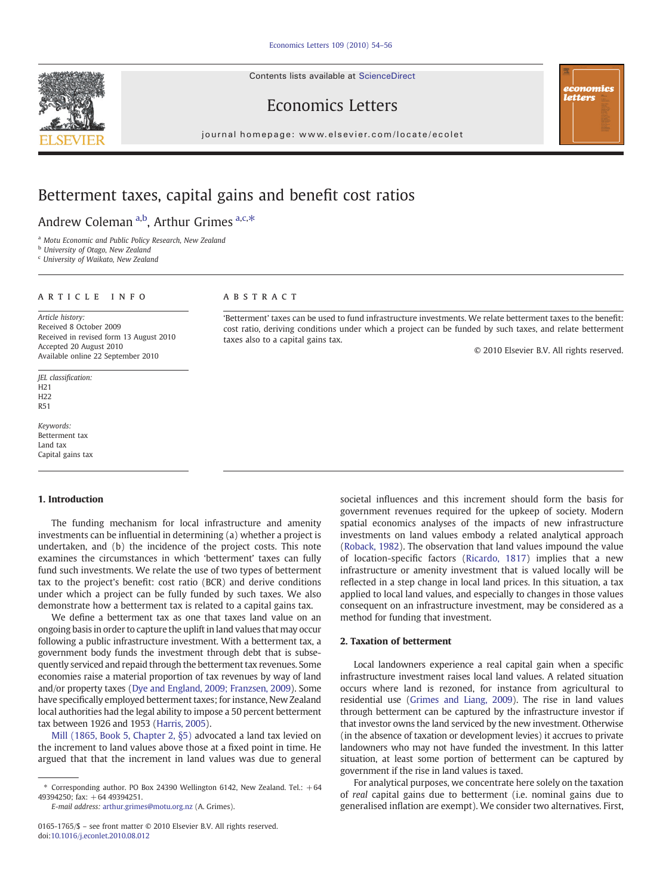Contents lists available at ScienceDirect

# Economics Letters

journal homepage: www.elsevier.com/locate/ecolet

# Betterment taxes, capital gains and benefit cost ratios

Andrew Coleman [a,b], Arthur Grimes [a,c,*]

[a] Motu Economic and Public Policy Research, New Zealand
[b] University of Otago, New Zealand
[c] University of Waikato, New Zealand

**ARTICLE INFO**

*Article history:*
Received 8 October 2009
Received in revised form 13 August 2010
Accepted 20 August 2010
Available online 22 September 2010

*JEL classification:*
H21
H22
R51

*Keywords:*
Betterment tax
Land tax
Capital gains tax

**ABSTRACT**

'Betterment' taxes can be used to fund infrastructure investments. We relate betterment taxes to the benefit: cost ratio, deriving conditions under which a project can be funded by such taxes, and relate betterment taxes also to a capital gains tax.

© 2010 Elsevier B.V. All rights reserved.

## 1. Introduction

The funding mechanism for local infrastructure and amenity investments can be influential in determining (a) whether a project is undertaken, and (b) the incidence of the project costs. This note examines the circumstances in which 'betterment' taxes can fully fund such investments. We relate the use of two types of betterment tax to the project's benefit: cost ratio (BCR) and derive conditions under which a project can be fully funded by such taxes. We also demonstrate how a betterment tax is related to a capital gains tax.

We define a betterment tax as one that taxes land value on an ongoing basis in order to capture the uplift in land values that may occur following a public infrastructure investment. With a betterment tax, a government body funds the investment through debt that is subsequently serviced and repaid through the betterment tax revenues. Some economies raise a material proportion of tax revenues by way of land and/or property taxes (Dye and England, 2009; Franzsen, 2009). Some have specifically employed betterment taxes; for instance, New Zealand local authorities had the legal ability to impose a 50 percent betterment tax between 1926 and 1953 (Harris, 2005).

Mill (1865, Book 5, Chapter 2, §5) advocated a land tax levied on the increment to land values above those at a fixed point in time. He argued that that the increment in land values was due to general societal influences and this increment should form the basis for government revenues required for the upkeep of society. Modern spatial economics analyses of the impacts of new infrastructure investments on land values embody a related analytical approach (Roback, 1982). The observation that land values impound the value of location-specific factors (Ricardo, 1817) implies that a new infrastructure or amenity investment that is valued locally will be reflected in a step change in local land prices. In this situation, a tax applied to local land values, and especially to changes in those values consequent on an infrastructure investment, may be considered as a method for funding that investment.

## 2. Taxation of betterment

Local landowners experience a real capital gain when a specific infrastructure investment raises local land values. A related situation occurs where land is rezoned, for instance from agricultural to residential use (Grimes and Liang, 2009). The rise in land values through betterment can be captured by the infrastructure investor if that investor owns the land serviced by the new investment. Otherwise (in the absence of taxation or development levies) it accrues to private landowners who may not have funded the investment. In this latter situation, at least some portion of betterment can be captured by government if the rise in land values is taxed.

For analytical purposes, we concentrate here solely on the taxation of *real* capital gains due to betterment (i.e. nominal gains due to generalised inflation are exempt). We consider two alternatives. First,

\* Corresponding author. PO Box 24390 Wellington 6142, New Zealand. Tel.: +64 49394250; fax: +64 49394251.
*E-mail address:* arthur.grimes@motu.org.nz (A. Grimes).

0165-1765/$ – see front matter © 2010 Elsevier B.V. All rights reserved.
doi:10.1016/j.econlet.2010.08.012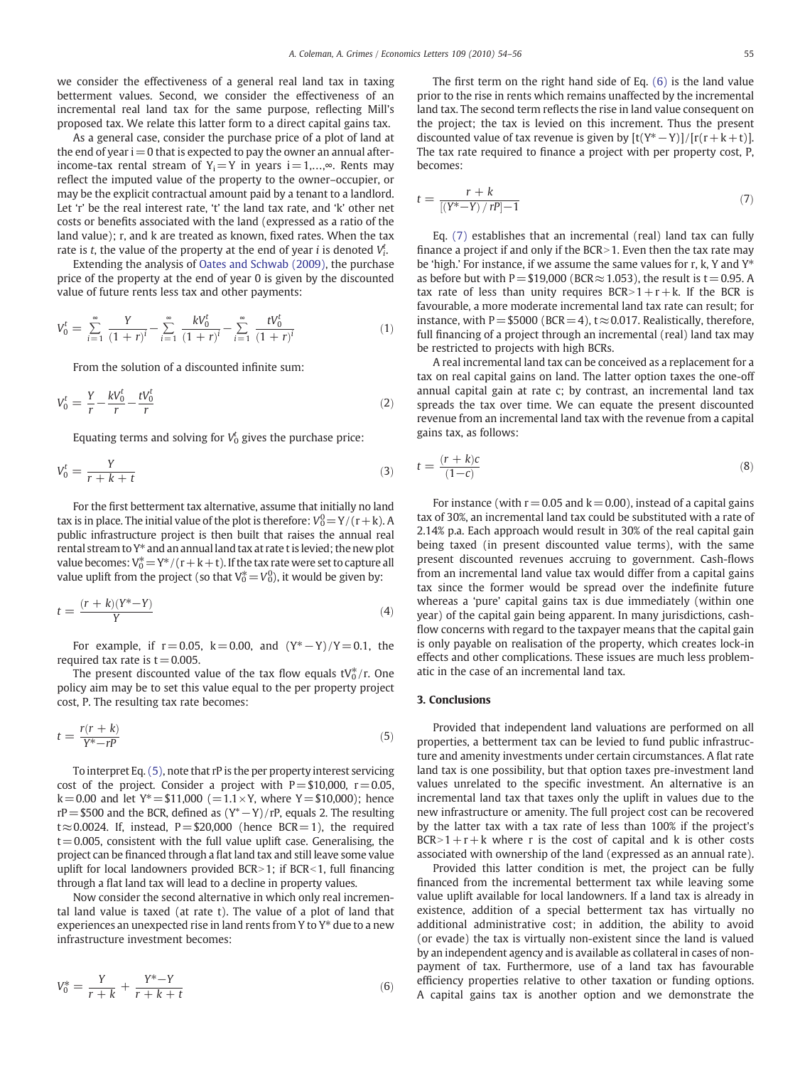we consider the effectiveness of a general real land tax in taxing betterment values. Second, we consider the effectiveness of an incremental real land tax for the same purpose, reflecting Mill's proposed tax. We relate this latter form to a direct capital gains tax.

As a general case, consider the purchase price of a plot of land at the end of year $i=0$ that is expected to pay the owner an annual after-income-tax rental stream of $Y_i=Y$ in years $i=1,\ldots,\infty$. Rents may reflect the imputed value of the property to the owner–occupier, or may be the explicit contractual amount paid by a tenant to a landlord. Let 'r' be the real interest rate, 't' the land tax rate, and 'k' other net costs or benefits associated with the land (expressed as a ratio of the land value); r, and k are treated as known, fixed rates. When the tax rate is $t$, the value of the property at the end of year $i$ is denoted $V_i^t$.

Extending the analysis of Oates and Schwab (2009), the purchase price of the property at the end of year 0 is given by the discounted value of future rents less tax and other payments:

$$V_0^t = \sum_{i=1}^{\infty} \frac{Y}{(1+r)^i} - \sum_{i=1}^{\infty} \frac{kV_0^t}{(1+r)^i} - \sum_{i=1}^{\infty} \frac{tV_0^t}{(1+r)^i} \tag{1}$$

From the solution of a discounted infinite sum:

$$V_0^t = \frac{Y}{r} - \frac{kV_0^t}{r} - \frac{tV_0^t}{r} \tag{2}$$

Equating terms and solving for $V_0^t$ gives the purchase price:

$$V_0^t = \frac{Y}{r+k+t} \tag{3}$$

For the first betterment tax alternative, assume that initially no land tax is in place. The initial value of the plot is therefore: $V_0^0 = Y/(r+k)$. A public infrastructure project is then built that raises the annual real rental stream to $Y^*$ and an annual land tax at rate t is levied; the new plot value becomes: $V_0^* = Y^*/(r+k+t)$. If the tax rate were set to capture all value uplift from the project (so that $V_0^* = V_0^0$), it would be given by:

$$t = \frac{(r+k)(Y^*-Y)}{Y} \tag{4}$$

For example, if $r=0.05$, $k=0.00$, and $(Y^*-Y)/Y=0.1$, the required tax rate is $t=0.005$.

The present discounted value of the tax flow equals $tV_0^*/r$. One policy aim may be to set this value equal to the per property project cost, P. The resulting tax rate becomes:

$$t = \frac{r(r+k)}{Y^*-rP} \tag{5}$$

To interpret Eq. (5), note that rP is the per property interest servicing cost of the project. Consider a project with $P=\$10{,}000$, $r=0.05$, $k=0.00$ and let $Y^*=\$11{,}000$ $(=1.1\times Y$, where $Y=\$10{,}000)$; hence $rP=\$500$ and the BCR, defined as $(Y^*-Y)/rP$, equals 2. The resulting $t\approx 0.0024$. If, instead, $P=\$20{,}000$ (hence BCR $=1$), the required $t=0.005$, consistent with the full value uplift case. Generalising, the project can be financed through a flat land tax and still leave some value uplift for local landowners provided BCR>1; if BCR<1, full financing through a flat land tax will lead to a decline in property values.

Now consider the second alternative in which only real incremental land value is taxed (at rate t). The value of a plot of land that experiences an unexpected rise in land rents from Y to $Y^*$ due to a new infrastructure investment becomes:

$$V_0^* = \frac{Y}{r+k} + \frac{Y^*-Y}{r+k+t} \tag{6}$$

The first term on the right hand side of Eq. (6) is the land value prior to the rise in rents which remains unaffected by the incremental land tax. The second term reflects the rise in land value consequent on the project; the tax is levied on this increment. Thus the present discounted value of tax revenue is given by $[t(Y^*-Y)]/[r(r+k+t)]$. The tax rate required to finance a project with per property cost, P, becomes:

$$t = \frac{r+k}{[(Y^*-Y)/rP]-1} \tag{7}$$

Eq. (7) establishes that an incremental (real) land tax can fully finance a project if and only if the BCR>1. Even then the tax rate may be 'high.' For instance, if we assume the same values for r, k, Y and $Y^*$ as before but with $P=\$19{,}000$ (BCR $\approx 1.053$), the result is $t=0.95$. A tax rate of less than unity requires BCR $>1+r+k$. If the BCR is favourable, a more moderate incremental land tax rate can result; for instance, with $P=\$5000$ (BCR $=4$), $t\approx 0.017$. Realistically, therefore, full financing of a project through an incremental (real) land tax may be restricted to projects with high BCRs.

A real incremental land tax can be conceived as a replacement for a tax on real capital gains on land. The latter option taxes the one-off annual capital gain at rate c; by contrast, an incremental land tax spreads the tax over time. We can equate the present discounted revenue from an incremental land tax with the revenue from a capital gains tax, as follows:

$$t = \frac{(r+k)c}{(1-c)} \tag{8}$$

For instance (with $r=0.05$ and $k=0.00$), instead of a capital gains tax of 30%, an incremental land tax could be substituted with a rate of 2.14% p.a. Each approach would result in 30% of the real capital gain being taxed (in present discounted value terms), with the same present discounted revenues accruing to government. Cash-flows from an incremental land value tax would differ from a capital gains tax since the former would be spread over the indefinite future whereas a 'pure' capital gains tax is due immediately (within one year) of the capital gain being apparent. In many jurisdictions, cash-flow concerns with regard to the taxpayer means that the capital gain is only payable on realisation of the property, which creates lock-in effects and other complications. These issues are much less problematic in the case of an incremental land tax.

## 3. Conclusions

Provided that independent land valuations are performed on all properties, a betterment tax can be levied to fund public infrastructure and amenity investments under certain circumstances. A flat rate land tax is one possibility, but that option taxes pre-investment land values unrelated to the specific investment. An alternative is an incremental land tax that taxes only the uplift in values due to the new infrastructure or amenity. The full project cost can be recovered by the latter tax with a tax rate of less than 100% if the project's BCR $>1+r+k$ where r is the cost of capital and k is other costs associated with ownership of the land (expressed as an annual rate).

Provided this latter condition is met, the project can be fully financed from the incremental betterment tax while leaving some value uplift available for local landowners. If a land tax is already in existence, addition of a special betterment tax has virtually no additional administrative cost; in addition, the ability to avoid (or evade) the tax is virtually non-existent since the land is valued by an independent agency and is available as collateral in cases of non-payment of tax. Furthermore, use of a land tax has favourable efficiency properties relative to other taxation or funding options. A capital gains tax is another option and we demonstrate the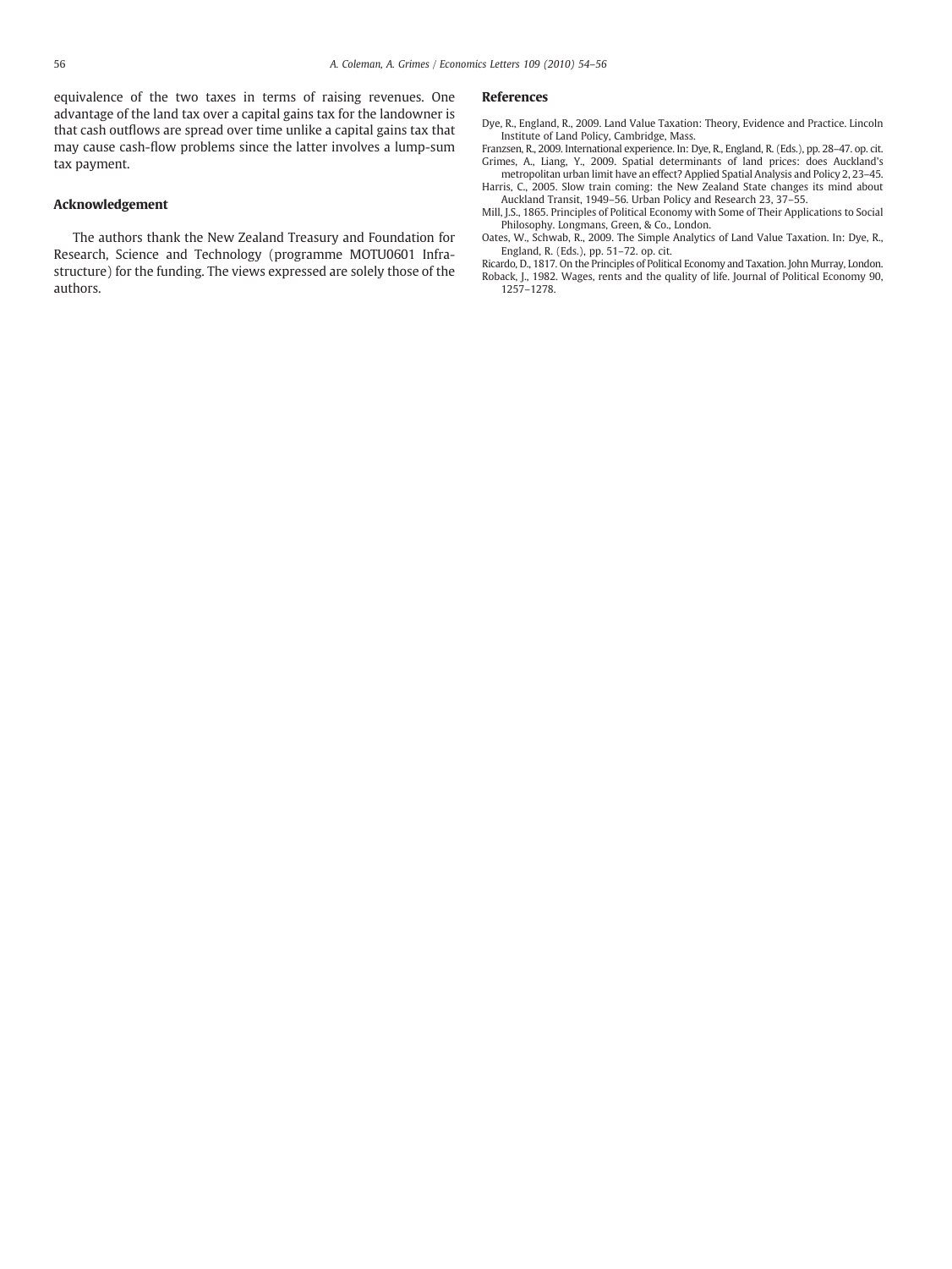equivalence of the two taxes in terms of raising revenues. One advantage of the land tax over a capital gains tax for the landowner is that cash outflows are spread over time unlike a capital gains tax that may cause cash-flow problems since the latter involves a lump-sum tax payment.

## Acknowledgement

The authors thank the New Zealand Treasury and Foundation for Research, Science and Technology (programme MOTU0601 Infrastructure) for the funding. The views expressed are solely those of the authors.

## References

Dye, R., England, R., 2009. Land Value Taxation: Theory, Evidence and Practice. Lincoln Institute of Land Policy, Cambridge, Mass.

Franzsen, R., 2009. International experience. In: Dye, R., England, R. (Eds.), pp. 28–47. op. cit.

Grimes, A., Liang, Y., 2009. Spatial determinants of land prices: does Auckland's metropolitan urban limit have an effect? Applied Spatial Analysis and Policy 2, 23–45.

Harris, C., 2005. Slow train coming: the New Zealand State changes its mind about Auckland Transit, 1949–56. Urban Policy and Research 23, 37–55.

Mill, J.S., 1865. Principles of Political Economy with Some of Their Applications to Social Philosophy. Longmans, Green, & Co., London.

Oates, W., Schwab, R., 2009. The Simple Analytics of Land Value Taxation. In: Dye, R., England, R. (Eds.), pp. 51–72. op. cit.

Ricardo, D., 1817. On the Principles of Political Economy and Taxation. John Murray, London.

Roback, J., 1982. Wages, rents and the quality of life. Journal of Political Economy 90, 1257–1278.